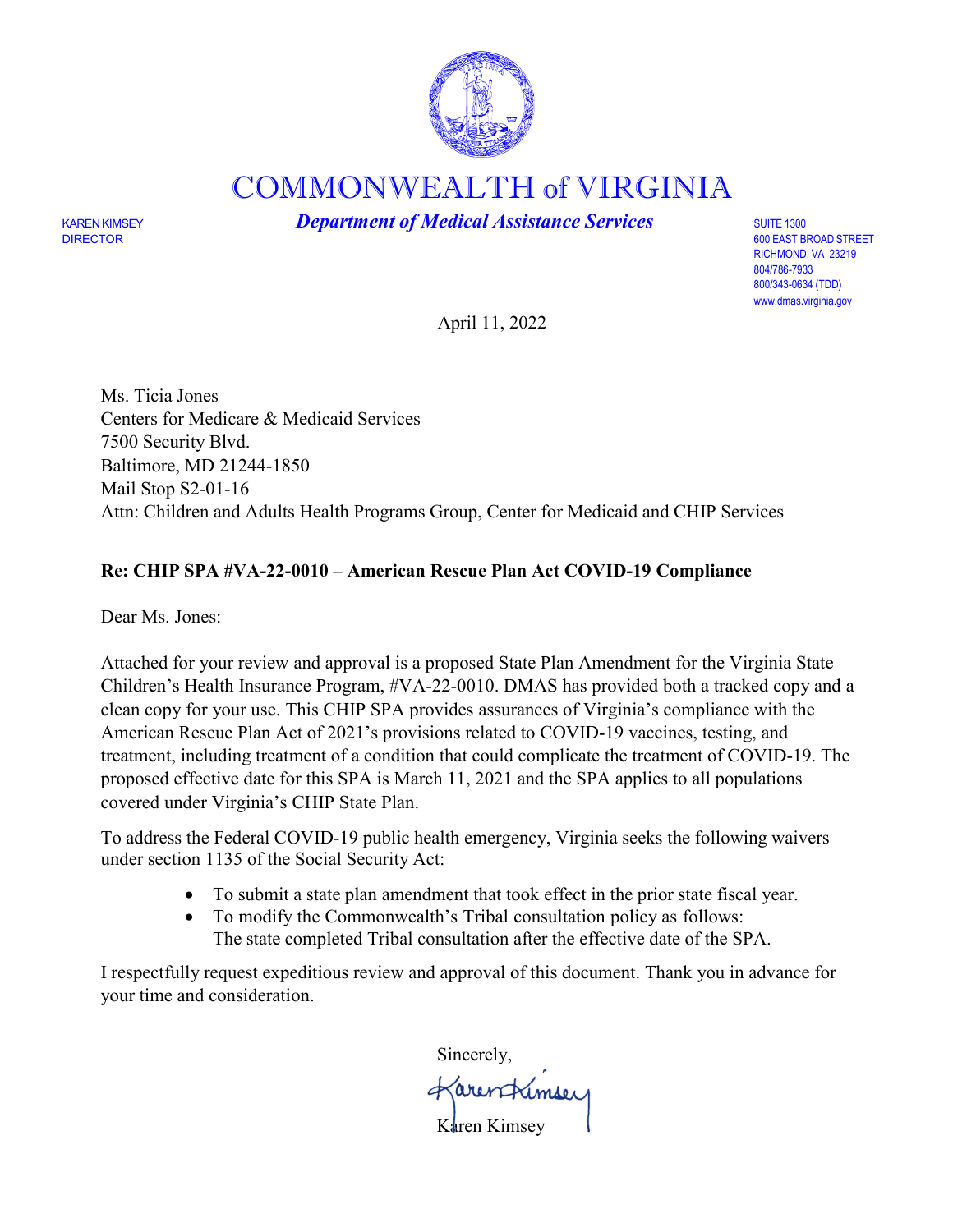# COMMONWEALTH of VIRGINIA

KAREN KIMSEY
DIRECTOR

***Department of Medical Assistance Services***

SUITE 1300
600 EAST BROAD STREET
RICHMOND, VA 23219
804/786-7933
800/343-0634 (TDD)
www.dmas.virginia.gov

April 11, 2022

Ms. Ticia Jones
Centers for Medicare & Medicaid Services
7500 Security Blvd.
Baltimore, MD 21244-1850
Mail Stop S2-01-16
Attn: Children and Adults Health Programs Group, Center for Medicaid and CHIP Services

**Re: CHIP SPA #VA-22-0010 – American Rescue Plan Act COVID-19 Compliance**

Dear Ms. Jones:

Attached for your review and approval is a proposed State Plan Amendment for the Virginia State Children's Health Insurance Program, #VA-22-0010. DMAS has provided both a tracked copy and a clean copy for your use. This CHIP SPA provides assurances of Virginia's compliance with the American Rescue Plan Act of 2021's provisions related to COVID-19 vaccines, testing, and treatment, including treatment of a condition that could complicate the treatment of COVID-19. The proposed effective date for this SPA is March 11, 2021 and the SPA applies to all populations covered under Virginia's CHIP State Plan.

To address the Federal COVID-19 public health emergency, Virginia seeks the following waivers under section 1135 of the Social Security Act:

- To submit a state plan amendment that took effect in the prior state fiscal year.
- To modify the Commonwealth's Tribal consultation policy as follows: The state completed Tribal consultation after the effective date of the SPA.

I respectfully request expeditious review and approval of this document. Thank you in advance for your time and consideration.

Sincerely,

Karen Kimsey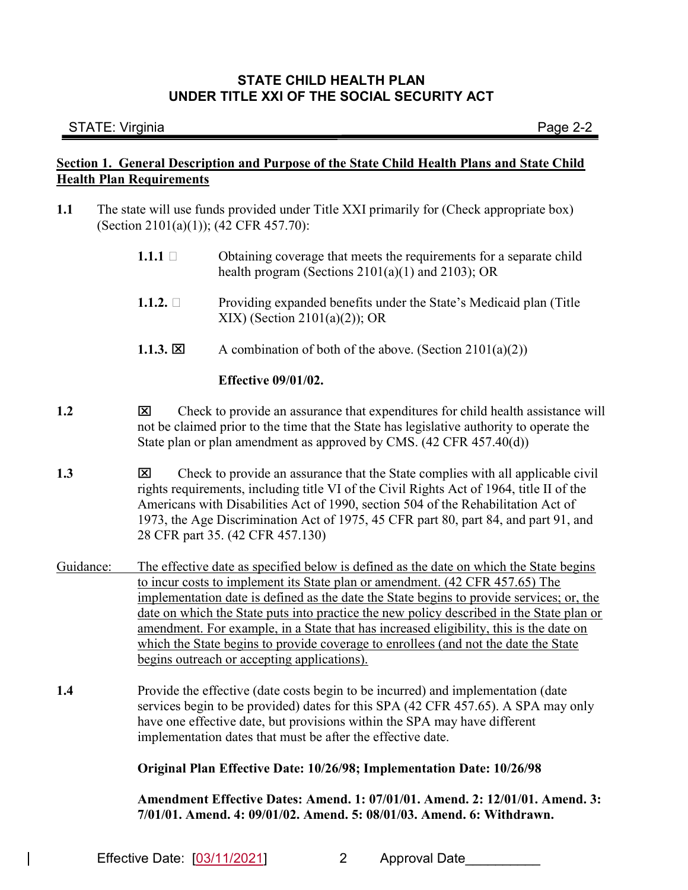**STATE CHILD HEALTH PLAN**
**UNDER TITLE XXI OF THE SOCIAL SECURITY ACT**

STATE: Virginia

## Section 1. General Description and Purpose of the State Child Health Plans and State Child Health Plan Requirements

**1.1** The state will use funds provided under Title XXI primarily for (Check appropriate box) (Section 2101(a)(1)); (42 CFR 457.70):

**1.1.1** ☐ Obtaining coverage that meets the requirements for a separate child health program (Sections 2101(a)(1) and 2103); OR

**1.1.2.** ☐ Providing expanded benefits under the State's Medicaid plan (Title XIX) (Section 2101(a)(2)); OR

**1.1.3.** ☒ A combination of both of the above. (Section 2101(a)(2))

**Effective 09/01/02.**

**1.2** ☒ Check to provide an assurance that expenditures for child health assistance will not be claimed prior to the time that the State has legislative authority to operate the State plan or plan amendment as approved by CMS. (42 CFR 457.40(d))

**1.3** ☒ Check to provide an assurance that the State complies with all applicable civil rights requirements, including title VI of the Civil Rights Act of 1964, title II of the Americans with Disabilities Act of 1990, section 504 of the Rehabilitation Act of 1973, the Age Discrimination Act of 1975, 45 CFR part 80, part 84, and part 91, and 28 CFR part 35. (42 CFR 457.130)

Guidance: The effective date as specified below is defined as the date on which the State begins to incur costs to implement its State plan or amendment. (42 CFR 457.65) The implementation date is defined as the date the State begins to provide services; or, the date on which the State puts into practice the new policy described in the State plan or amendment. For example, in a State that has increased eligibility, this is the date on which the State begins to provide coverage to enrollees (and not the date the State begins outreach or accepting applications).

**1.4** Provide the effective (date costs begin to be incurred) and implementation (date services begin to be provided) dates for this SPA (42 CFR 457.65). A SPA may only have one effective date, but provisions within the SPA may have different implementation dates that must be after the effective date.

**Original Plan Effective Date: 10/26/98; Implementation Date: 10/26/98**

**Amendment Effective Dates: Amend. 1: 07/01/01. Amend. 2: 12/01/01. Amend. 3: 7/01/01. Amend. 4: 09/01/02. Amend. 5: 08/01/03. Amend. 6: Withdrawn.**

Effective Date: [03/11/2021] Approval Date__________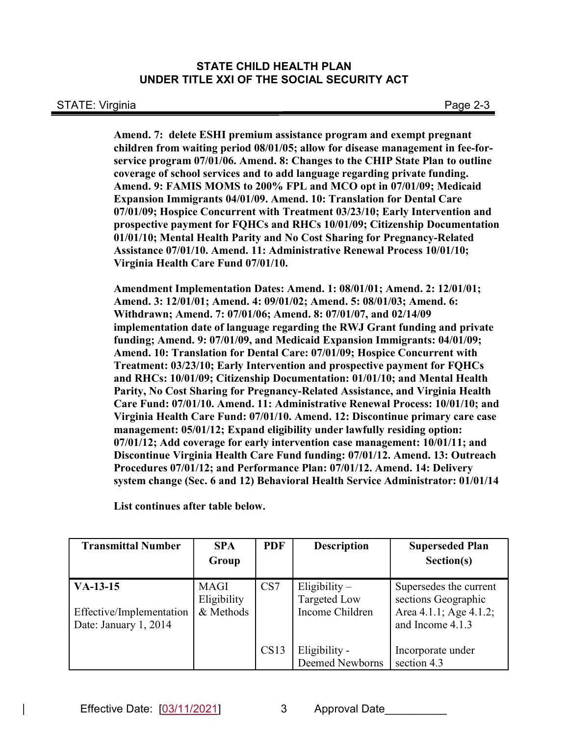**Amend. 7: delete ESHI premium assistance program and exempt pregnant children from waiting period 08/01/05; allow for disease management in fee-for-service program 07/01/06. Amend. 8: Changes to the CHIP State Plan to outline coverage of school services and to add language regarding private funding. Amend. 9: FAMIS MOMS to 200% FPL and MCO opt in 07/01/09; Medicaid Expansion Immigrants 04/01/09. Amend. 10: Translation for Dental Care 07/01/09; Hospice Concurrent with Treatment 03/23/10; Early Intervention and prospective payment for FQHCs and RHCs 10/01/09; Citizenship Documentation 01/01/10; Mental Health Parity and No Cost Sharing for Pregnancy-Related Assistance 07/01/10. Amend. 11: Administrative Renewal Process 10/01/10; Virginia Health Care Fund 07/01/10.**

**Amendment Implementation Dates: Amend. 1: 08/01/01; Amend. 2: 12/01/01; Amend. 3: 12/01/01; Amend. 4: 09/01/02; Amend. 5: 08/01/03; Amend. 6: Withdrawn; Amend. 7: 07/01/06; Amend. 8: 07/01/07, and 02/14/09 implementation date of language regarding the RWJ Grant funding and private funding; Amend. 9: 07/01/09, and Medicaid Expansion Immigrants: 04/01/09; Amend. 10: Translation for Dental Care: 07/01/09; Hospice Concurrent with Treatment: 03/23/10; Early Intervention and prospective payment for FQHCs and RHCs: 10/01/09; Citizenship Documentation: 01/01/10; and Mental Health Parity, No Cost Sharing for Pregnancy-Related Assistance, and Virginia Health Care Fund: 07/01/10. Amend. 11: Administrative Renewal Process: 10/01/10; and Virginia Health Care Fund: 07/01/10. Amend. 12: Discontinue primary care case management: 05/01/12; Expand eligibility under lawfully residing option: 07/01/12; Add coverage for early intervention case management: 10/01/11; and Discontinue Virginia Health Care Fund funding: 07/01/12. Amend. 13: Outreach Procedures 07/01/12; and Performance Plan: 07/01/12. Amend. 14: Delivery system change (Sec. 6 and 12) Behavioral Health Service Administrator: 01/01/14**

**List continues after table below.**

| Transmittal Number | SPA Group | PDF | Description | Superseded Plan Section(s) |
|---|---|---|---|---|
| **VA-13-15**<br><br>Effective/Implementation Date: January 1, 2014 | MAGI Eligibility & Methods | CS7 | Eligibility – Targeted Low Income Children | Supersedes the current sections Geographic Area 4.1.1; Age 4.1.2; and Income 4.1.3 |
| | | CS13 | Eligibility - Deemed Newborns | Incorporate under section 4.3 |

Effective Date: [03/11/2021] Approval Date__________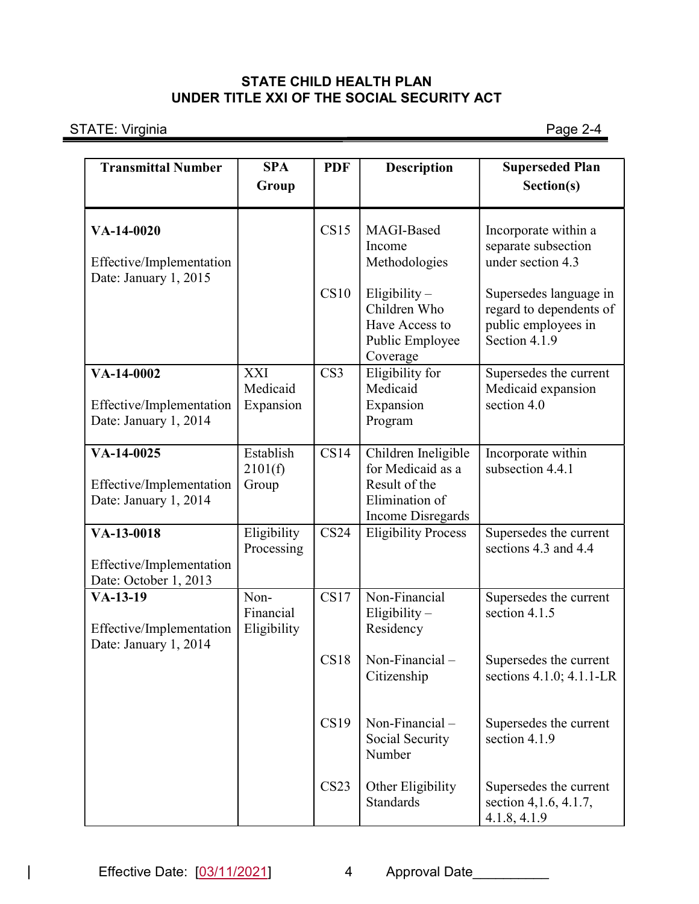## STATE CHILD HEALTH PLAN
## UNDER TITLE XXI OF THE SOCIAL SECURITY ACT

STATE: Virginia

| Transmittal Number | SPA Group | PDF | Description | Superseded Plan Section(s) |
|---|---|---|---|---|
| **VA-14-0020**<br><br>Effective/Implementation Date: January 1, 2015 | | CS15 | MAGI-Based Income Methodologies | Incorporate within a separate subsection under section 4.3 |
| | | CS10 | Eligibility – Children Who Have Access to Public Employee Coverage | Supersedes language in regard to dependents of public employees in Section 4.1.9 |
| **VA-14-0002**<br><br>Effective/Implementation Date: January 1, 2014 | XXI Medicaid Expansion | CS3 | Eligibility for Medicaid Expansion Program | Supersedes the current Medicaid expansion section 4.0 |
| **VA-14-0025**<br><br>Effective/Implementation Date: January 1, 2014 | Establish 2101(f) Group | CS14 | Children Ineligible for Medicaid as a Result of the Elimination of Income Disregards | Incorporate within subsection 4.4.1 |
| **VA-13-0018**<br><br>Effective/Implementation Date: October 1, 2013 | Eligibility Processing | CS24 | Eligibility Process | Supersedes the current sections 4.3 and 4.4 |
| **VA-13-19**<br><br>Effective/Implementation Date: January 1, 2014 | Non-Financial Eligibility | CS17 | Non-Financial Eligibility – Residency | Supersedes the current section 4.1.5 |
| | | CS18 | Non-Financial – Citizenship | Supersedes the current sections 4.1.0; 4.1.1-LR |
| | | CS19 | Non-Financial – Social Security Number | Supersedes the current section 4.1.9 |
| | | CS23 | Other Eligibility Standards | Supersedes the current section 4,1.6, 4.1.7, 4.1.8, 4.1.9 |

Effective Date: [03/11/2021] Approval Date__________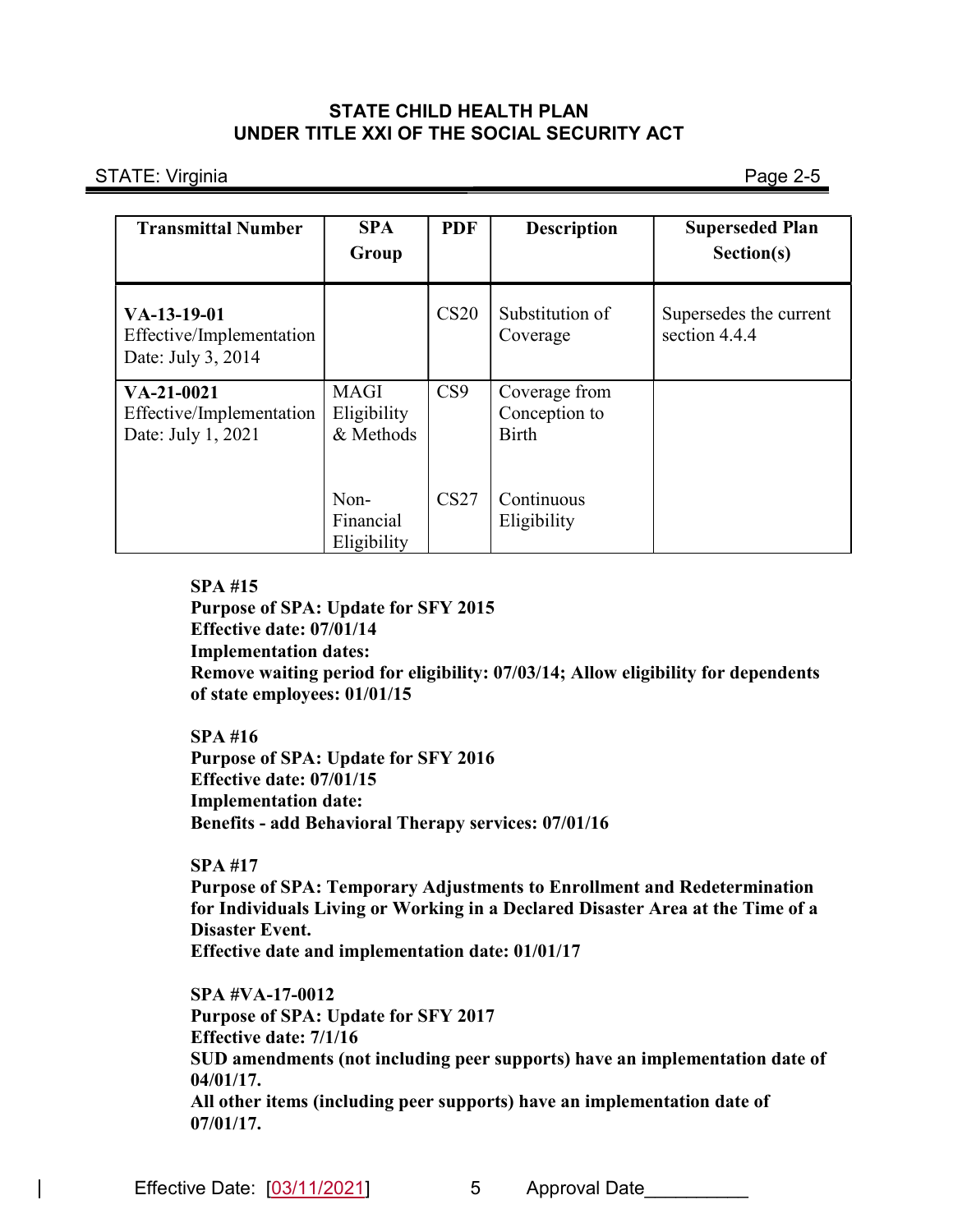| Transmittal Number | SPA Group | PDF | Description | Superseded Plan Section(s) |
|---|---|---|---|---|
| **VA-13-19-01** Effective/Implementation Date: July 3, 2014 | | CS20 | Substitution of Coverage | Supersedes the current section 4.4.4 |
| **VA-21-0021** Effective/Implementation Date: July 1, 2021 | MAGI Eligibility & Methods | CS9 | Coverage from Conception to Birth | |
| | Non-Financial Eligibility | CS27 | Continuous Eligibility | |

**SPA #15**
**Purpose of SPA: Update for SFY 2015**
**Effective date: 07/01/14**
**Implementation dates:**
**Remove waiting period for eligibility: 07/03/14; Allow eligibility for dependents of state employees: 01/01/15**

**SPA #16**
**Purpose of SPA: Update for SFY 2016**
**Effective date: 07/01/15**
**Implementation date:**
**Benefits - add Behavioral Therapy services: 07/01/16**

**SPA #17**
**Purpose of SPA: Temporary Adjustments to Enrollment and Redetermination for Individuals Living or Working in a Declared Disaster Area at the Time of a Disaster Event.**
**Effective date and implementation date: 01/01/17**

**SPA #VA-17-0012**
**Purpose of SPA: Update for SFY 2017**
**Effective date: 7/1/16**
**SUD amendments (not including peer supports) have an implementation date of 04/01/17.**
**All other items (including peer supports) have an implementation date of 07/01/17.**

Effective Date: [03/11/2021] Approval Date__________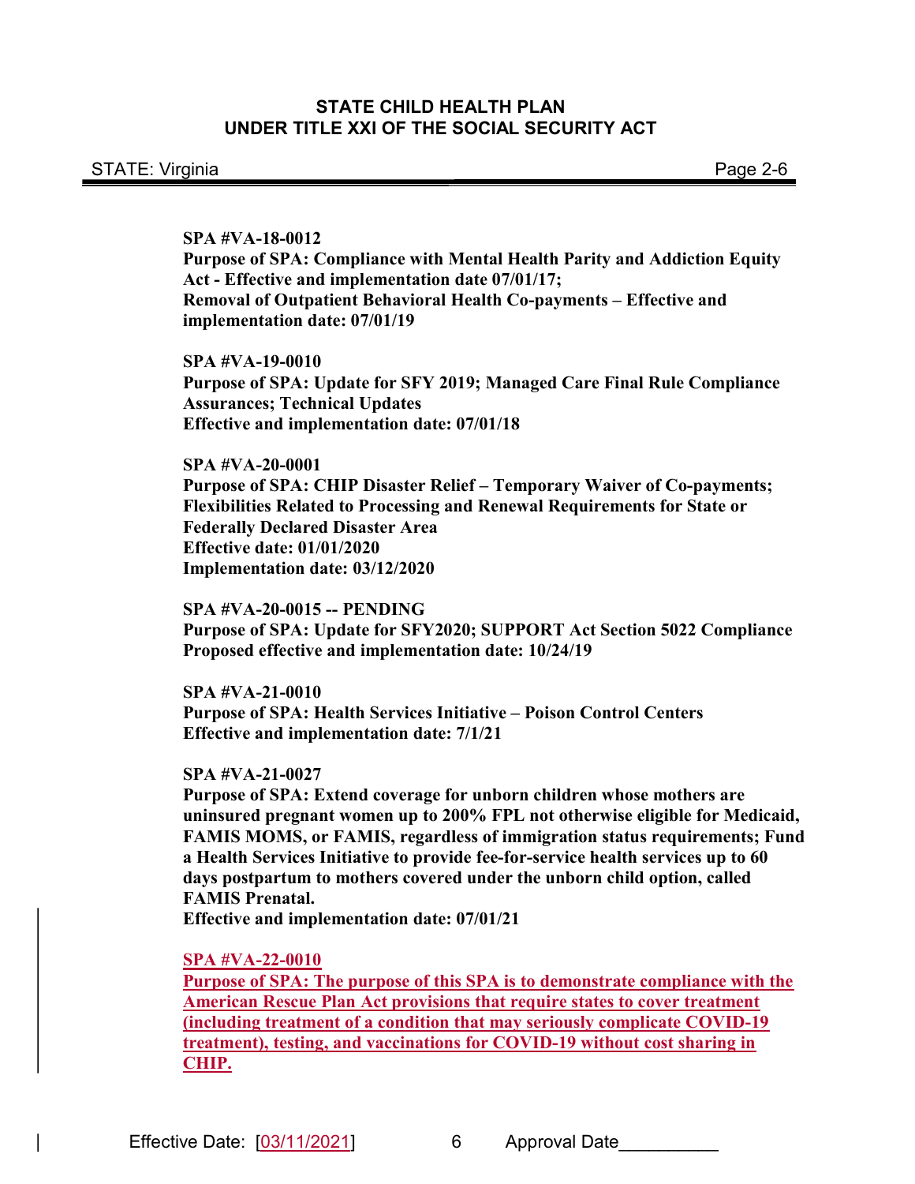**SPA #VA-18-0012**
**Purpose of SPA: Compliance with Mental Health Parity and Addiction Equity Act - Effective and implementation date 07/01/17;**
**Removal of Outpatient Behavioral Health Co-payments – Effective and implementation date: 07/01/19**

**SPA #VA-19-0010**
**Purpose of SPA: Update for SFY 2019; Managed Care Final Rule Compliance Assurances; Technical Updates**
**Effective and implementation date: 07/01/18**

**SPA #VA-20-0001**
**Purpose of SPA: CHIP Disaster Relief – Temporary Waiver of Co-payments; Flexibilities Related to Processing and Renewal Requirements for State or Federally Declared Disaster Area**
**Effective date: 01/01/2020**
**Implementation date: 03/12/2020**

**SPA #VA-20-0015 -- PENDING**
**Purpose of SPA: Update for SFY2020; SUPPORT Act Section 5022 Compliance**
**Proposed effective and implementation date: 10/24/19**

**SPA #VA-21-0010**
**Purpose of SPA: Health Services Initiative – Poison Control Centers**
**Effective and implementation date: 7/1/21**

**SPA #VA-21-0027**
**Purpose of SPA: Extend coverage for unborn children whose mothers are uninsured pregnant women up to 200% FPL not otherwise eligible for Medicaid, FAMIS MOMS, or FAMIS, regardless of immigration status requirements; Fund a Health Services Initiative to provide fee-for-service health services up to 60 days postpartum to mothers covered under the unborn child option, called FAMIS Prenatal.**
**Effective and implementation date: 07/01/21**

**SPA #VA-22-0010**
**Purpose of SPA: The purpose of this SPA is to demonstrate compliance with the American Rescue Plan Act provisions that require states to cover treatment (including treatment of a condition that may seriously complicate COVID-19 treatment), testing, and vaccinations for COVID-19 without cost sharing in CHIP.**

Effective Date: [03/11/2021] Approval Date__________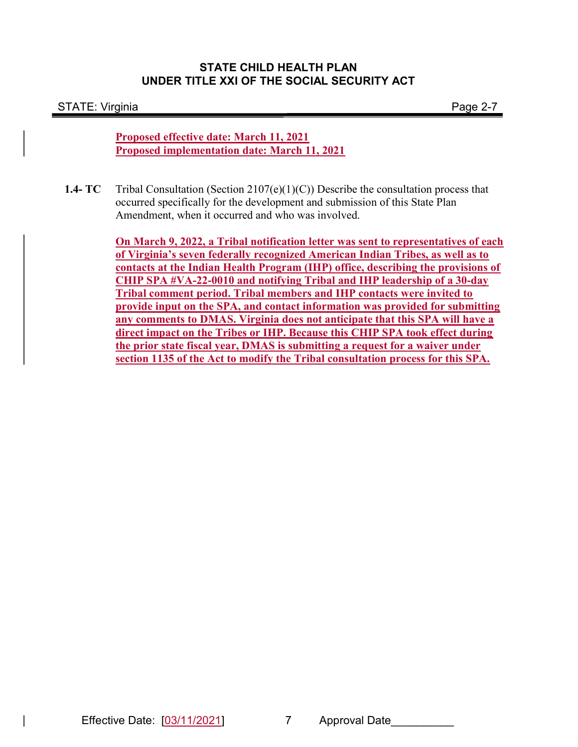**STATE CHILD HEALTH PLAN**
**UNDER TITLE XXI OF THE SOCIAL SECURITY ACT**

STATE: Virginia

**Proposed effective date: March 11, 2021**
**Proposed implementation date: March 11, 2021**

**1.4- TC** Tribal Consultation (Section 2107(e)(1)(C)) Describe the consultation process that occurred specifically for the development and submission of this State Plan Amendment, when it occurred and who was involved.

**On March 9, 2022, a Tribal notification letter was sent to representatives of each of Virginia's seven federally recognized American Indian Tribes, as well as to contacts at the Indian Health Program (IHP) office, describing the provisions of CHIP SPA #VA-22-0010 and notifying Tribal and IHP leadership of a 30-day Tribal comment period. Tribal members and IHP contacts were invited to provide input on the SPA, and contact information was provided for submitting any comments to DMAS. Virginia does not anticipate that this SPA will have a direct impact on the Tribes or IHP. Because this CHIP SPA took effect during the prior state fiscal year, DMAS is submitting a request for a waiver under section 1135 of the Act to modify the Tribal consultation process for this SPA.**

Effective Date: [03/11/2021] Approval Date__________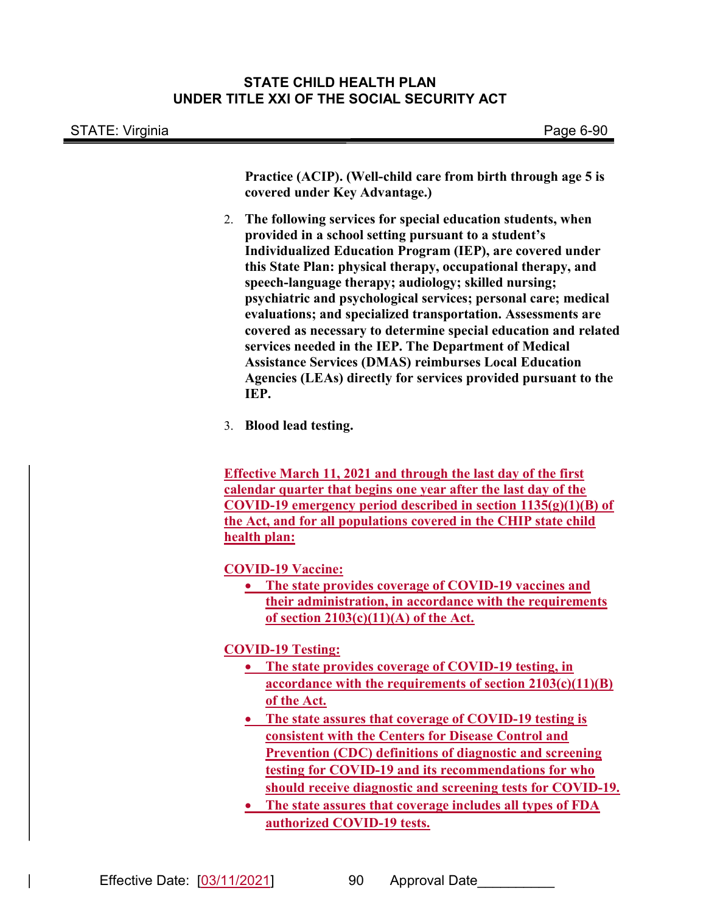**Practice (ACIP). (Well-child care from birth through age 5 is covered under Key Advantage.)**

2. **The following services for special education students, when provided in a school setting pursuant to a student's Individualized Education Program (IEP), are covered under this State Plan: physical therapy, occupational therapy, and speech-language therapy; audiology; skilled nursing; psychiatric and psychological services; personal care; medical evaluations; and specialized transportation. Assessments are covered as necessary to determine special education and related services needed in the IEP. The Department of Medical Assistance Services (DMAS) reimburses Local Education Agencies (LEAs) directly for services provided pursuant to the IEP.**

3. **Blood lead testing.**

**Effective March 11, 2021 and through the last day of the first calendar quarter that begins one year after the last day of the COVID-19 emergency period described in section 1135(g)(1)(B) of the Act, and for all populations covered in the CHIP state child health plan:**

**COVID-19 Vaccine:**

- **The state provides coverage of COVID-19 vaccines and their administration, in accordance with the requirements of section 2103(c)(11)(A) of the Act.**

**COVID-19 Testing:**

- **The state provides coverage of COVID-19 testing, in accordance with the requirements of section 2103(c)(11)(B) of the Act.**
- **The state assures that coverage of COVID-19 testing is consistent with the Centers for Disease Control and Prevention (CDC) definitions of diagnostic and screening testing for COVID-19 and its recommendations for who should receive diagnostic and screening tests for COVID-19.**
- **The state assures that coverage includes all types of FDA authorized COVID-19 tests.**

Effective Date: [03/11/2021] Approval Date__________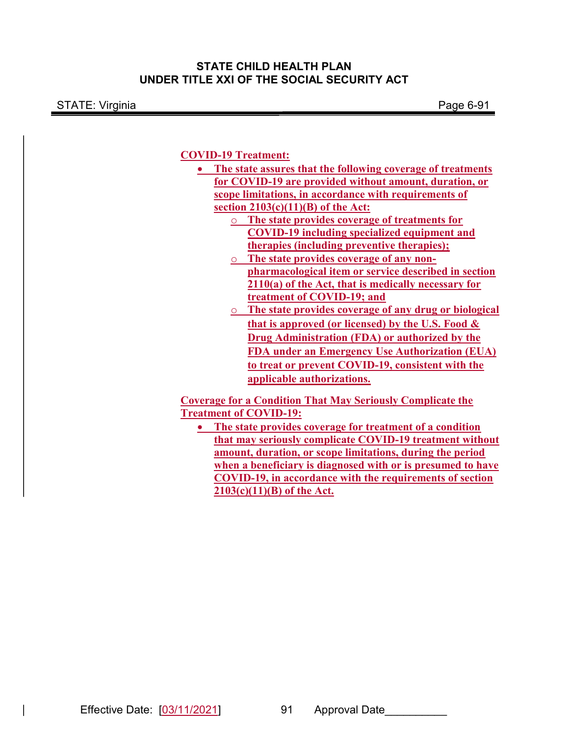**COVID-19 Treatment:**

- **The state assures that the following coverage of treatments for COVID-19 are provided without amount, duration, or scope limitations, in accordance with requirements of section 2103(c)(11)(B) of the Act:**
  - **The state provides coverage of treatments for COVID-19 including specialized equipment and therapies (including preventive therapies);**
  - **The state provides coverage of any non-pharmacological item or service described in section 2110(a) of the Act, that is medically necessary for treatment of COVID-19; and**
  - **The state provides coverage of any drug or biological that is approved (or licensed) by the U.S. Food & Drug Administration (FDA) or authorized by the FDA under an Emergency Use Authorization (EUA) to treat or prevent COVID-19, consistent with the applicable authorizations.**

**Coverage for a Condition That May Seriously Complicate the Treatment of COVID-19:**

- **The state provides coverage for treatment of a condition that may seriously complicate COVID-19 treatment without amount, duration, or scope limitations, during the period when a beneficiary is diagnosed with or is presumed to have COVID-19, in accordance with the requirements of section 2103(c)(11)(B) of the Act.**

Effective Date: [03/11/2021] Approval Date__________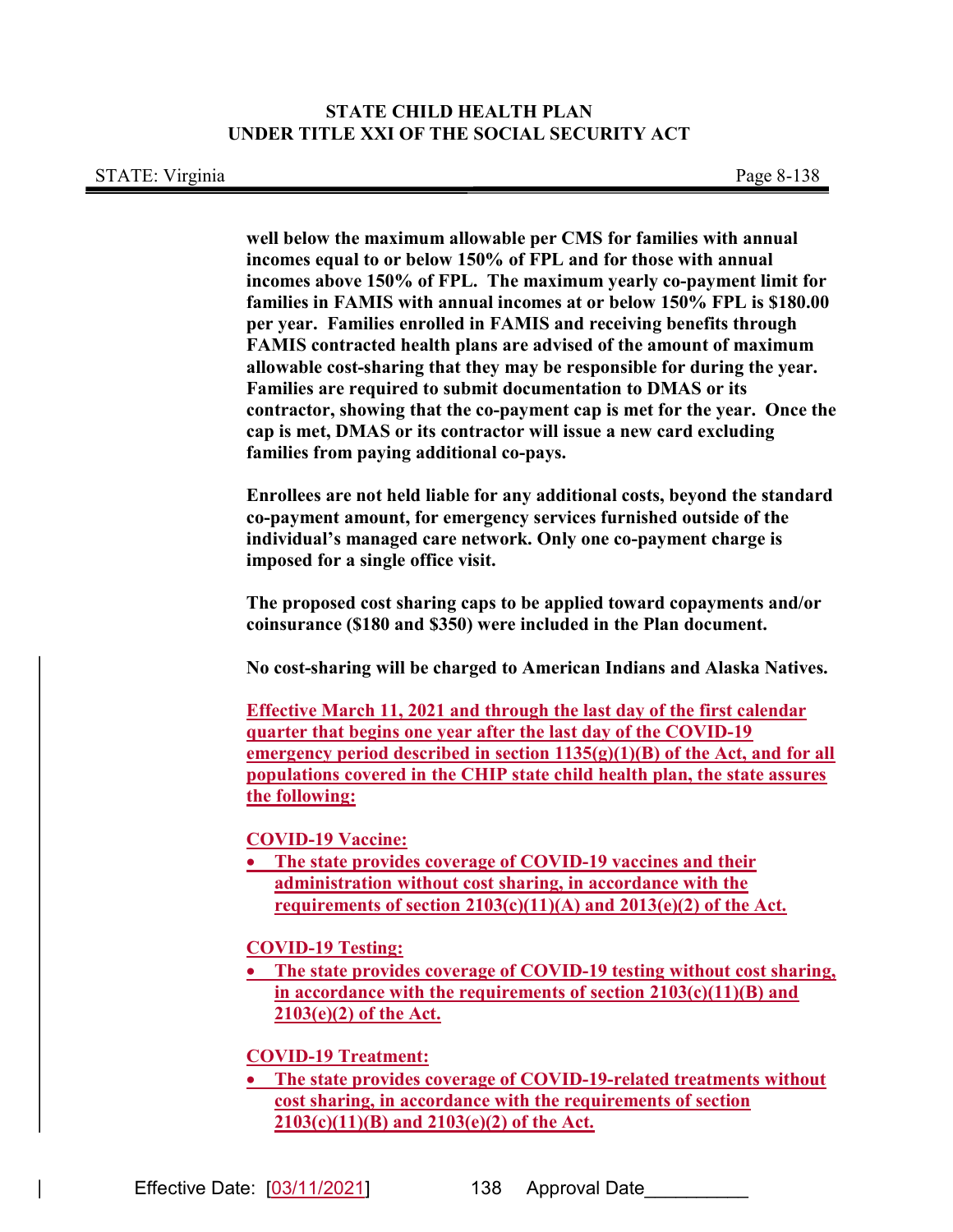**well below the maximum allowable per CMS for families with annual incomes equal to or below 150% of FPL and for those with annual incomes above 150% of FPL. The maximum yearly co-payment limit for families in FAMIS with annual incomes at or below 150% FPL is $180.00 per year. Families enrolled in FAMIS and receiving benefits through FAMIS contracted health plans are advised of the amount of maximum allowable cost-sharing that they may be responsible for during the year. Families are required to submit documentation to DMAS or its contractor, showing that the co-payment cap is met for the year. Once the cap is met, DMAS or its contractor will issue a new card excluding families from paying additional co-pays.**

**Enrollees are not held liable for any additional costs, beyond the standard co-payment amount, for emergency services furnished outside of the individual's managed care network. Only one co-payment charge is imposed for a single office visit.**

**The proposed cost sharing caps to be applied toward copayments and/or coinsurance ($180 and $350) were included in the Plan document.**

**No cost-sharing will be charged to American Indians and Alaska Natives.**

**Effective March 11, 2021 and through the last day of the first calendar quarter that begins one year after the last day of the COVID-19 emergency period described in section 1135(g)(1)(B) of the Act, and for all populations covered in the CHIP state child health plan, the state assures the following:**

**COVID-19 Vaccine:**

- **The state provides coverage of COVID-19 vaccines and their administration without cost sharing, in accordance with the requirements of section 2103(c)(11)(A) and 2013(e)(2) of the Act.**

**COVID-19 Testing:**

- **The state provides coverage of COVID-19 testing without cost sharing, in accordance with the requirements of section 2103(c)(11)(B) and 2103(e)(2) of the Act.**

**COVID-19 Treatment:**

- **The state provides coverage of COVID-19-related treatments without cost sharing, in accordance with the requirements of section 2103(c)(11)(B) and 2103(e)(2) of the Act.**

Effective Date: [03/11/2021] Approval Date__________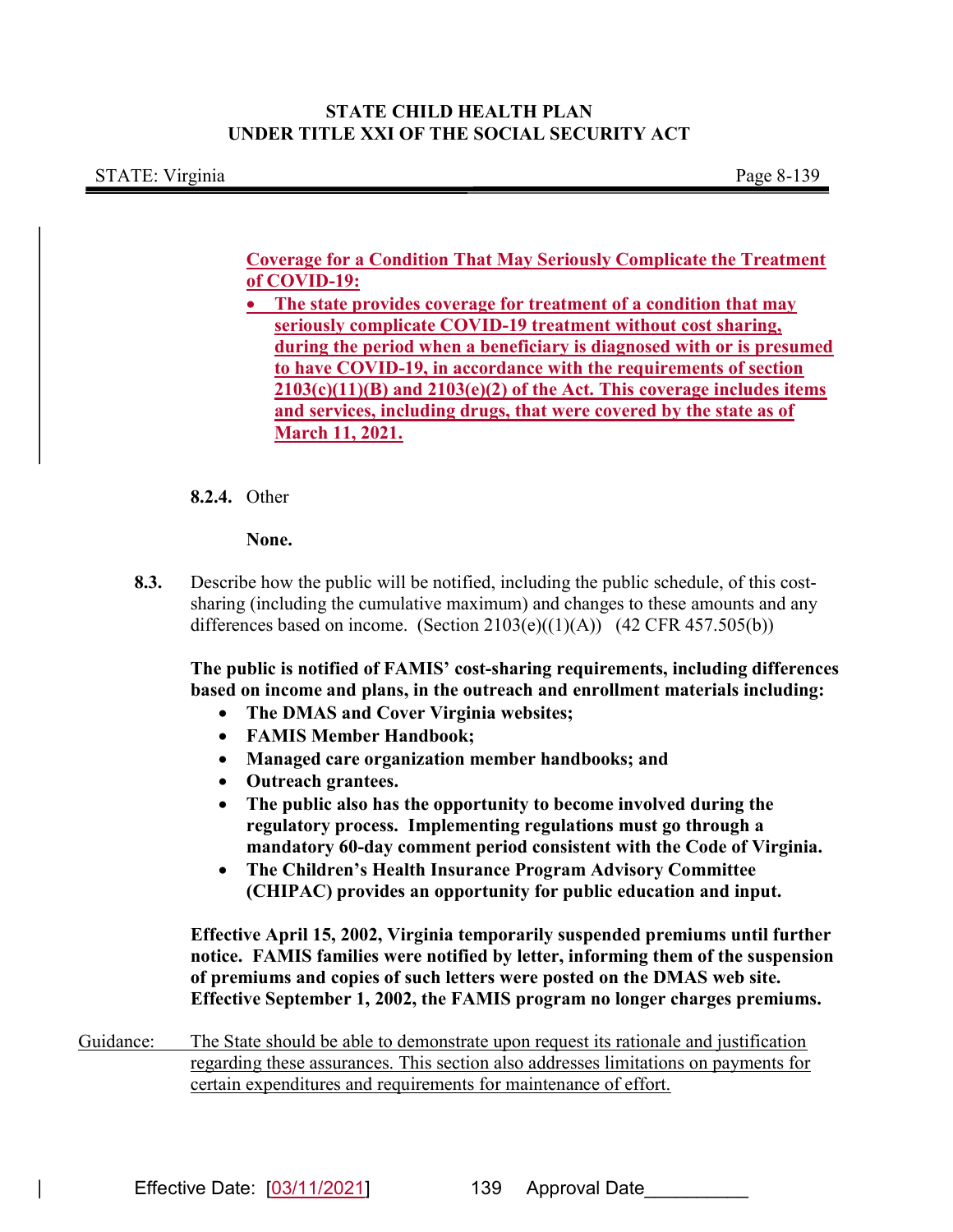**Coverage for a Condition That May Seriously Complicate the Treatment of COVID-19:**

- **The state provides coverage for treatment of a condition that may seriously complicate COVID-19 treatment without cost sharing, during the period when a beneficiary is diagnosed with or is presumed to have COVID-19, in accordance with the requirements of section 2103(c)(11)(B) and 2103(e)(2) of the Act. This coverage includes items and services, including drugs, that were covered by the state as of March 11, 2021.**

**8.2.4.** Other

**None.**

**8.3.** Describe how the public will be notified, including the public schedule, of this cost-sharing (including the cumulative maximum) and changes to these amounts and any differences based on income. (Section 2103(e)((1)(A)) (42 CFR 457.505(b))

**The public is notified of FAMIS' cost-sharing requirements, including differences based on income and plans, in the outreach and enrollment materials including:**

- **The DMAS and Cover Virginia websites;**
- **FAMIS Member Handbook;**
- **Managed care organization member handbooks; and**
- **Outreach grantees.**
- **The public also has the opportunity to become involved during the regulatory process. Implementing regulations must go through a mandatory 60-day comment period consistent with the Code of Virginia.**
- **The Children's Health Insurance Program Advisory Committee (CHIPAC) provides an opportunity for public education and input.**

**Effective April 15, 2002, Virginia temporarily suspended premiums until further notice. FAMIS families were notified by letter, informing them of the suspension of premiums and copies of such letters were posted on the DMAS web site. Effective September 1, 2002, the FAMIS program no longer charges premiums.**

Guidance: The State should be able to demonstrate upon request its rationale and justification regarding these assurances. This section also addresses limitations on payments for certain expenditures and requirements for maintenance of effort.

Effective Date: [03/11/2021] Approval Date__________